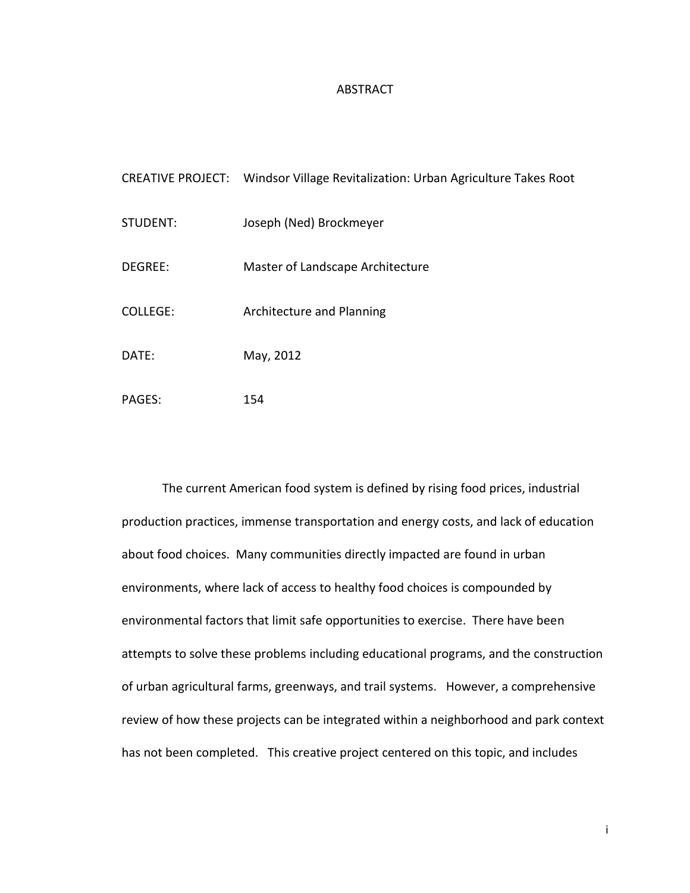# ABSTRACT

CREATIVE PROJECT: Windsor Village Revitalization: Urban Agriculture Takes Root

STUDENT: Joseph (Ned) Brockmeyer

DEGREE: Master of Landscape Architecture

COLLEGE: Architecture and Planning

DATE: May, 2012

PAGES: 154

The current American food system is defined by rising food prices, industrial production practices, immense transportation and energy costs, and lack of education about food choices. Many communities directly impacted are found in urban environments, where lack of access to healthy food choices is compounded by environmental factors that limit safe opportunities to exercise. There have been attempts to solve these problems including educational programs, and the construction of urban agricultural farms, greenways, and trail systems. However, a comprehensive review of how these projects can be integrated within a neighborhood and park context has not been completed. This creative project centered on this topic, and includes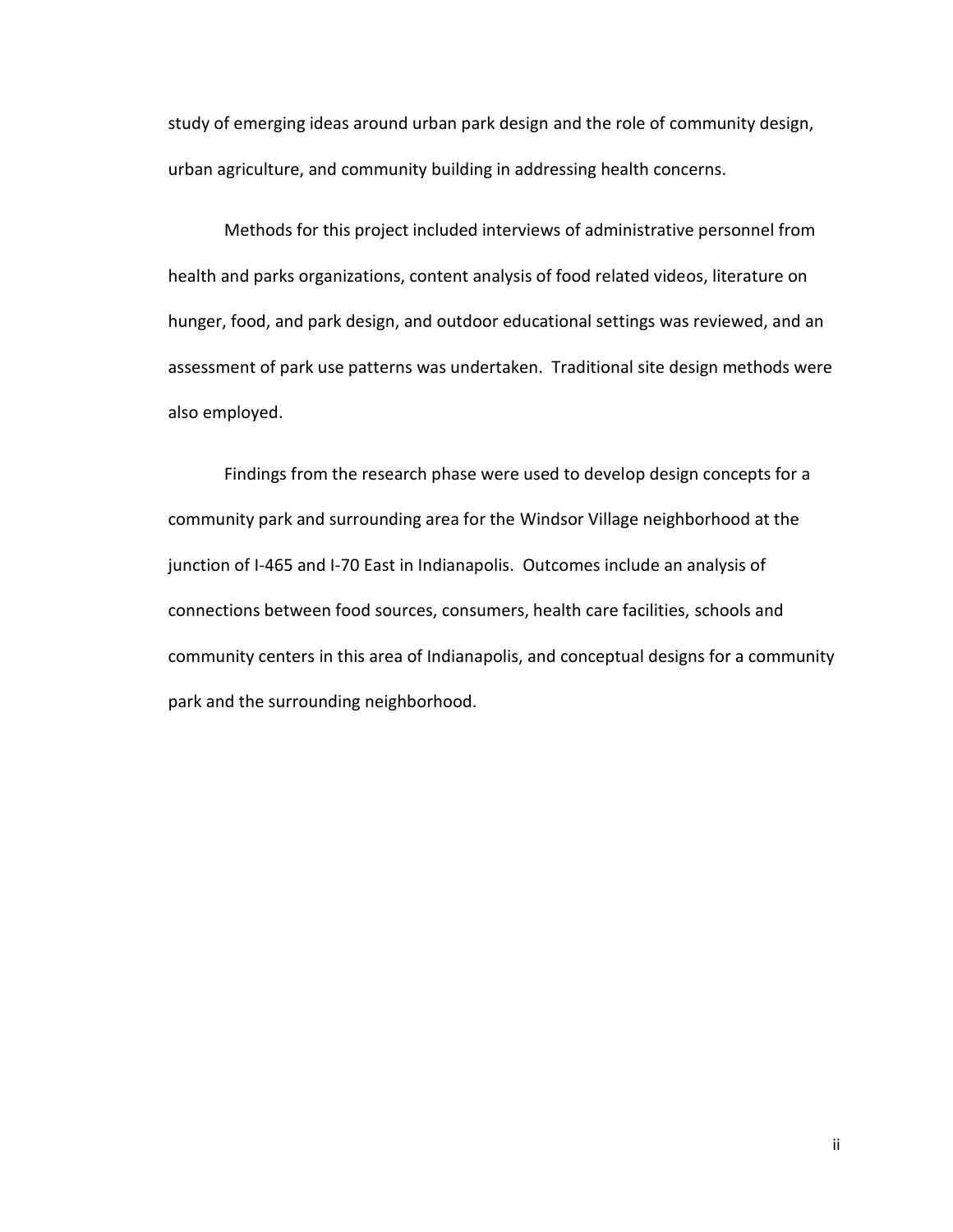study of emerging ideas around urban park design and the role of community design, urban agriculture, and community building in addressing health concerns.

Methods for this project included interviews of administrative personnel from health and parks organizations, content analysis of food related videos, literature on hunger, food, and park design, and outdoor educational settings was reviewed, and an assessment of park use patterns was undertaken. Traditional site design methods were also employed.

Findings from the research phase were used to develop design concepts for a community park and surrounding area for the Windsor Village neighborhood at the junction of I-465 and I-70 East in Indianapolis. Outcomes include an analysis of connections between food sources, consumers, health care facilities, schools and community centers in this area of Indianapolis, and conceptual designs for a community park and the surrounding neighborhood.